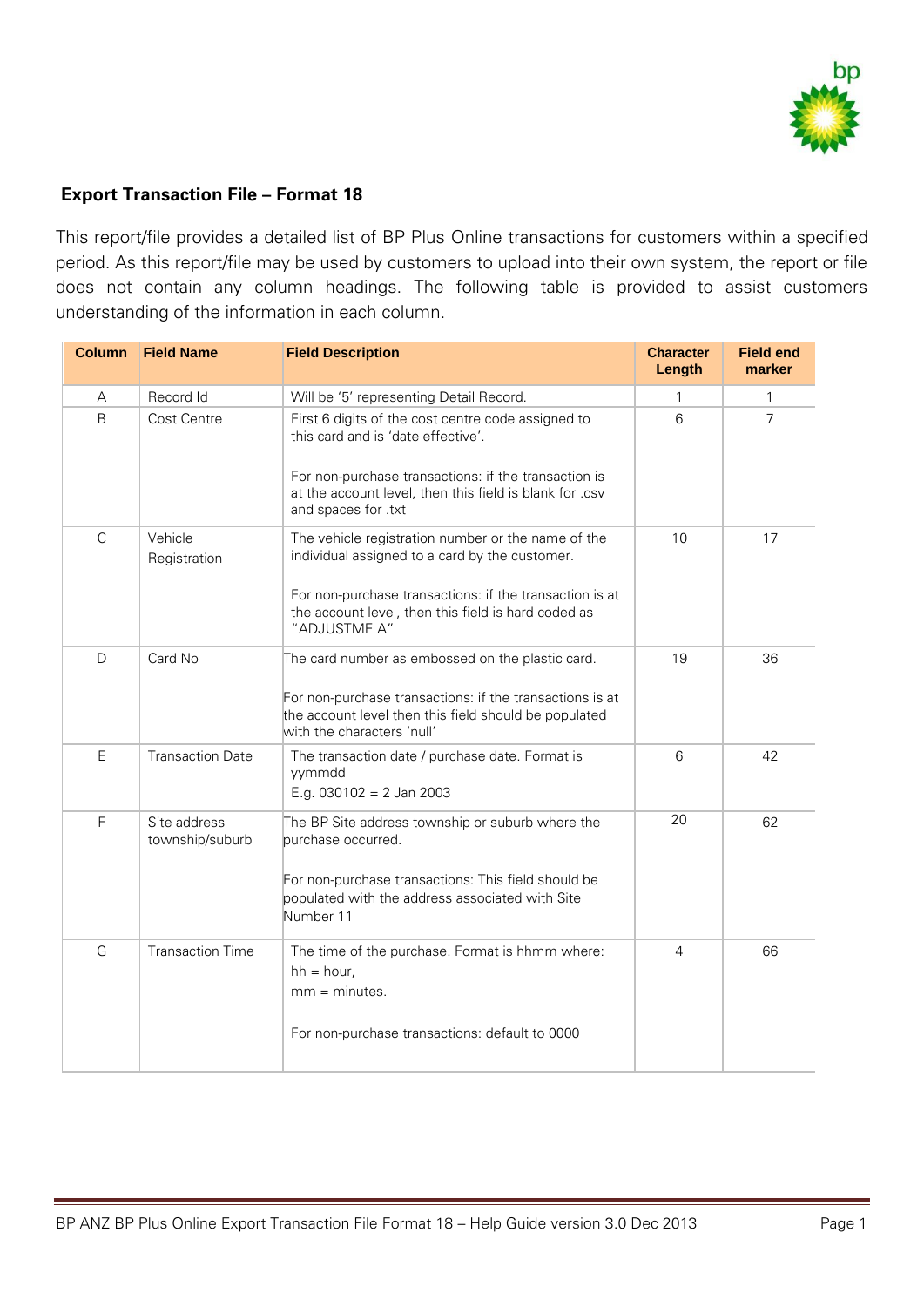## Export Transaction File – Format 18

This report/file provides a detailed list of BP Plus Online transactions for customers within a specified period. As this report/file may be used by customers to upload into their own system, the report or file does not contain any column headings. The following table is provided to assist customers understanding of the information in each column.

| Column | Field Name | Field Description | Character Length | Field end marker |
|---|---|---|---|---|
| A | Record Id | Will be '5' representing Detail Record. | 1 | 1 |
| B | Cost Centre | First 6 digits of the cost centre code assigned to this card and is 'date effective'.<br><br>For non-purchase transactions: if the transaction is at the account level, then this field is blank for .csv and spaces for .txt | 6 | 7 |
| C | Vehicle Registration | The vehicle registration number or the name of the individual assigned to a card by the customer.<br><br>For non-purchase transactions: if the transaction is at the account level, then this field is hard coded as "ADJUSTME A" | 10 | 17 |
| D | Card No | The card number as embossed on the plastic card.<br><br>For non-purchase transactions: if the transactions is at the account level then this field should be populated with the characters 'null' | 19 | 36 |
| E | Transaction Date | The transaction date / purchase date. Format is yymmdd<br>E.g. 030102 = 2 Jan 2003 | 6 | 42 |
| F | Site address township/suburb | The BP Site address township or suburb where the purchase occurred.<br><br>For non-purchase transactions: This field should be populated with the address associated with Site Number 11 | 20 | 62 |
| G | Transaction Time | The time of the purchase. Format is hhmm where:<br>hh = hour,<br>mm = minutes.<br><br>For non-purchase transactions: default to 0000 | 4 | 66 |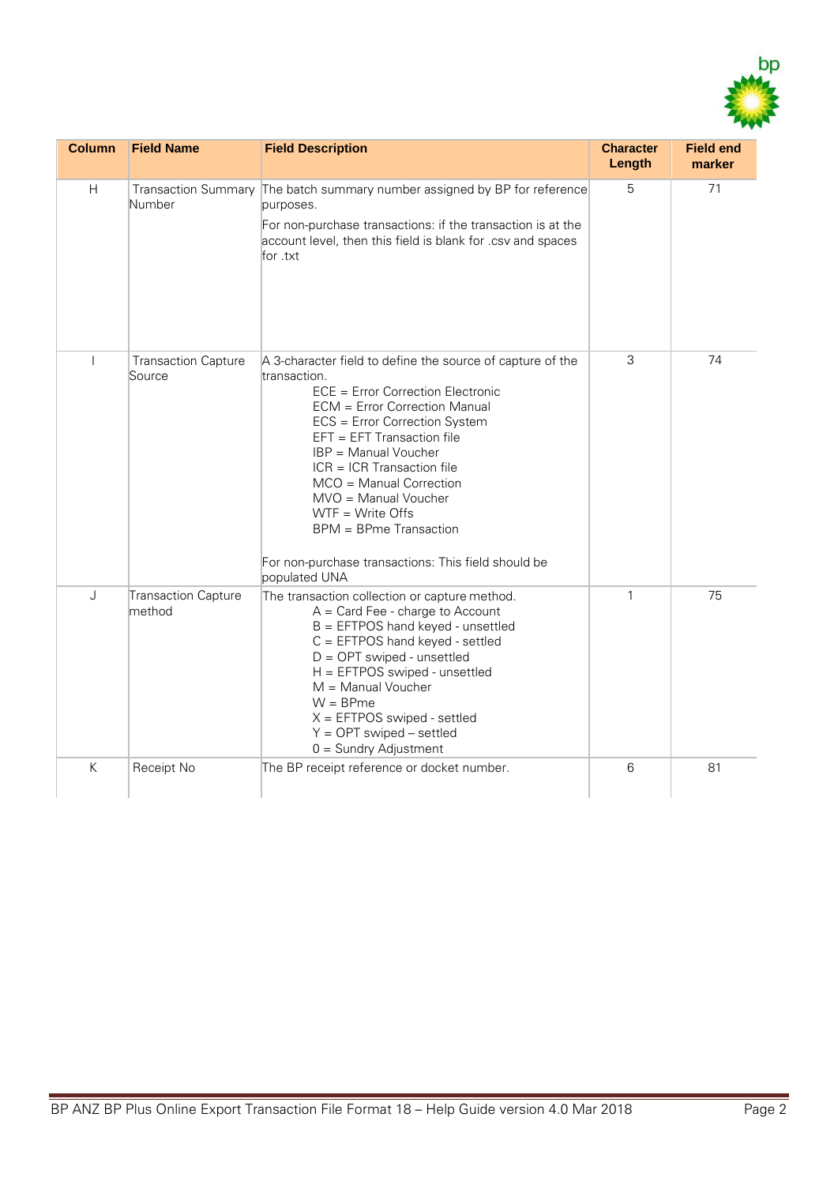| Column | Field Name | Field Description | Character Length | Field end marker |
|---|---|---|---|---|
| H | Transaction Summary Number | The batch summary number assigned by BP for reference purposes.<br><br>For non-purchase transactions: if the transaction is at the account level, then this field is blank for .csv and spaces for .txt | 5 | 71 |
| I | Transaction Capture Source | A 3-character field to define the source of capture of the transaction.<br>ECE = Error Correction Electronic<br>ECM = Error Correction Manual<br>ECS = Error Correction System<br>EFT = EFT Transaction file<br>IBP = Manual Voucher<br>ICR = ICR Transaction file<br>MCO = Manual Correction<br>MVO = Manual Voucher<br>WTF = Write Offs<br>BPM = BPme Transaction<br><br>For non-purchase transactions: This field should be populated UNA | 3 | 74 |
| J | Transaction Capture method | The transaction collection or capture method.<br>A = Card Fee - charge to Account<br>B = EFTPOS hand keyed - unsettled<br>C = EFTPOS hand keyed - settled<br>D = OPT swiped - unsettled<br>H = EFTPOS swiped - unsettled<br>M = Manual Voucher<br>W = BPme<br>X = EFTPOS swiped - settled<br>Y = OPT swiped – settled<br>0 = Sundry Adjustment | 1 | 75 |
| K | Receipt No | The BP receipt reference or docket number. | 6 | 81 |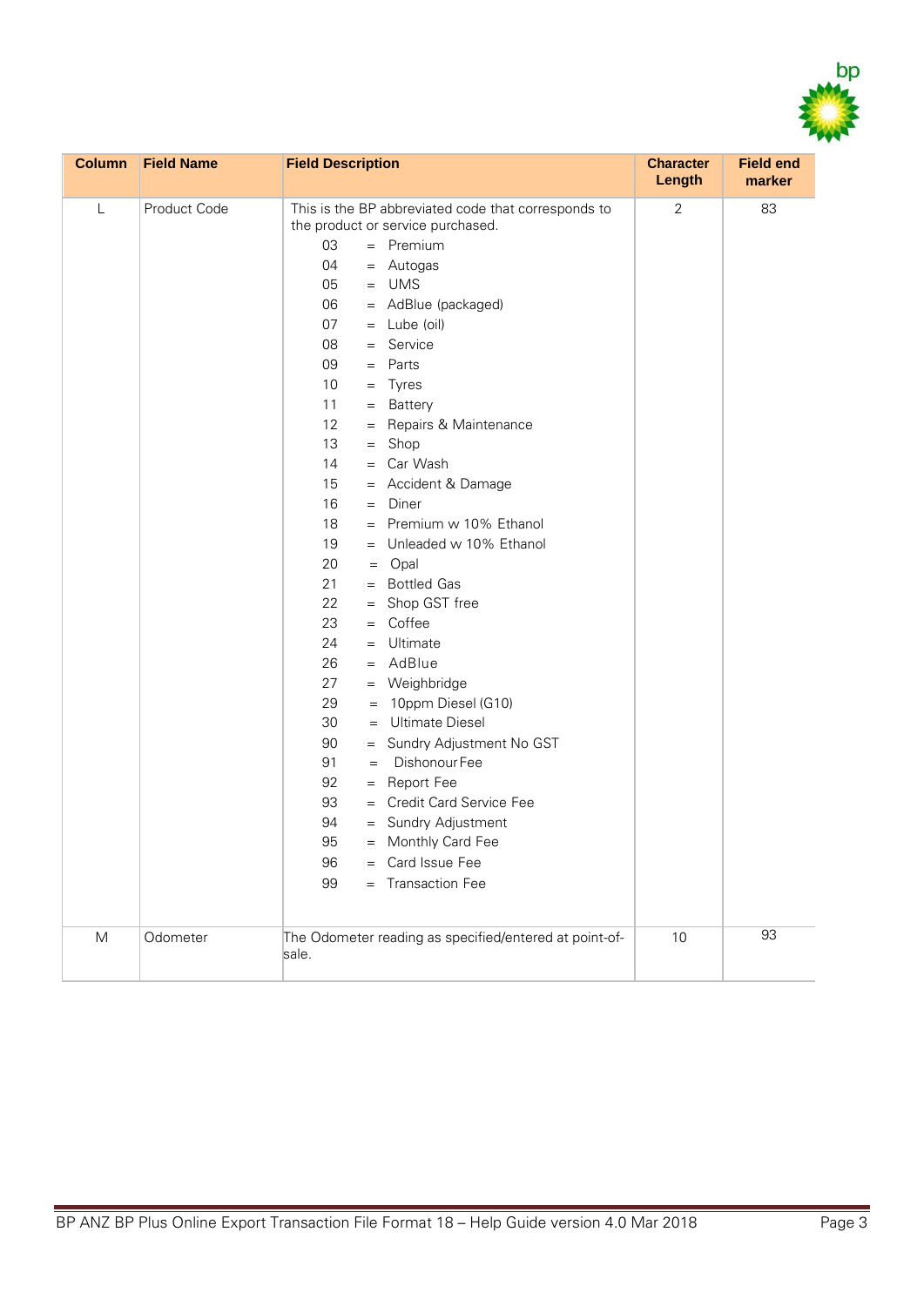| Column | Field Name | Field Description | Character Length | Field end marker |
|---|---|---|---|---|
| L | Product Code | This is the BP abbreviated code that corresponds to the product or service purchased.<br>03 = Premium<br>04 = Autogas<br>05 = UMS<br>06 = AdBlue (packaged)<br>07 = Lube (oil)<br>08 = Service<br>09 = Parts<br>10 = Tyres<br>11 = Battery<br>12 = Repairs & Maintenance<br>13 = Shop<br>14 = Car Wash<br>15 = Accident & Damage<br>16 = Diner<br>18 = Premium w 10% Ethanol<br>19 = Unleaded w 10% Ethanol<br>20 = Opal<br>21 = Bottled Gas<br>22 = Shop GST free<br>23 = Coffee<br>24 = Ultimate<br>26 = AdBlue<br>27 = Weighbridge<br>29 = 10ppm Diesel (G10)<br>30 = Ultimate Diesel<br>90 = Sundry Adjustment No GST<br>91 = Dishonour Fee<br>92 = Report Fee<br>93 = Credit Card Service Fee<br>94 = Sundry Adjustment<br>95 = Monthly Card Fee<br>96 = Card Issue Fee<br>99 = Transaction Fee | 2 | 83 |
| M | Odometer | The Odometer reading as specified/entered at point-of-sale. | 10 | 93 |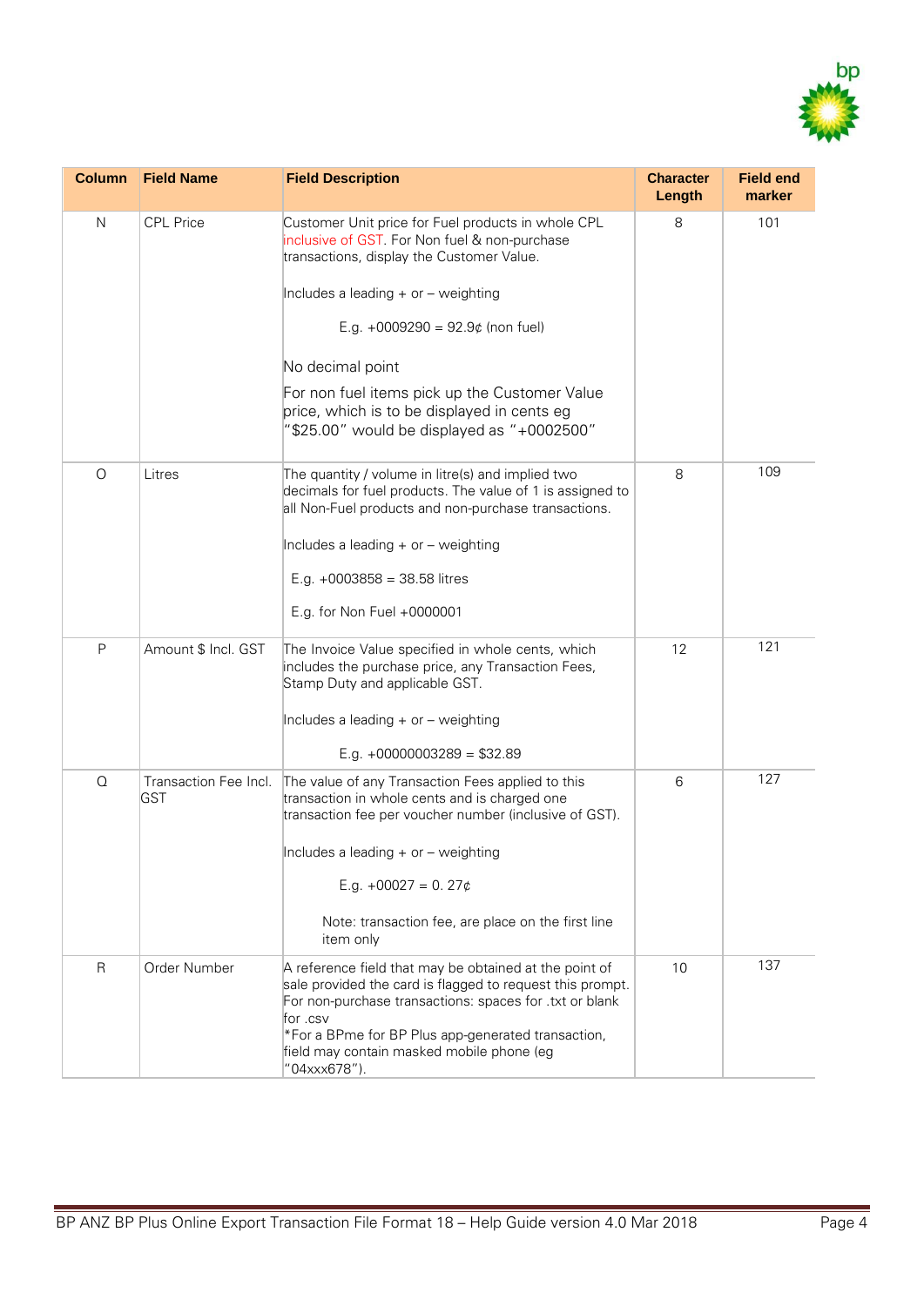| Column | Field Name | Field Description | Character Length | Field end marker |
|---|---|---|---|---|
| N | CPL Price | Customer Unit price for Fuel products in whole CPL inclusive of GST. For Non fuel & non-purchase transactions, display the Customer Value.<br><br>Includes a leading + or – weighting<br><br>E.g. +0009290 = 92.9¢ (non fuel)<br><br>No decimal point<br><br>For non fuel items pick up the Customer Value price, which is to be displayed in cents eg "$25.00" would be displayed as "+0002500" | 8 | 101 |
| O | Litres | The quantity / volume in litre(s) and implied two decimals for fuel products. The value of 1 is assigned to all Non-Fuel products and non-purchase transactions.<br><br>Includes a leading + or – weighting<br><br>E.g. +0003858 = 38.58 litres<br><br>E.g. for Non Fuel +0000001 | 8 | 109 |
| P | Amount $ Incl. GST | The Invoice Value specified in whole cents, which includes the purchase price, any Transaction Fees, Stamp Duty and applicable GST.<br><br>Includes a leading + or – weighting<br><br>E.g. +00000003289 = $32.89 | 12 | 121 |
| Q | Transaction Fee Incl. GST | The value of any Transaction Fees applied to this transaction in whole cents and is charged one transaction fee per voucher number (inclusive of GST).<br><br>Includes a leading + or – weighting<br><br>E.g. +00027 = 0. 27¢<br><br>Note: transaction fee, are place on the first line item only | 6 | 127 |
| R | Order Number | A reference field that may be obtained at the point of sale provided the card is flagged to request this prompt. For non-purchase transactions: spaces for .txt or blank for .csv<br>*For a BPme for BP Plus app-generated transaction, field may contain masked mobile phone (eg "04xxx678"). | 10 | 137 |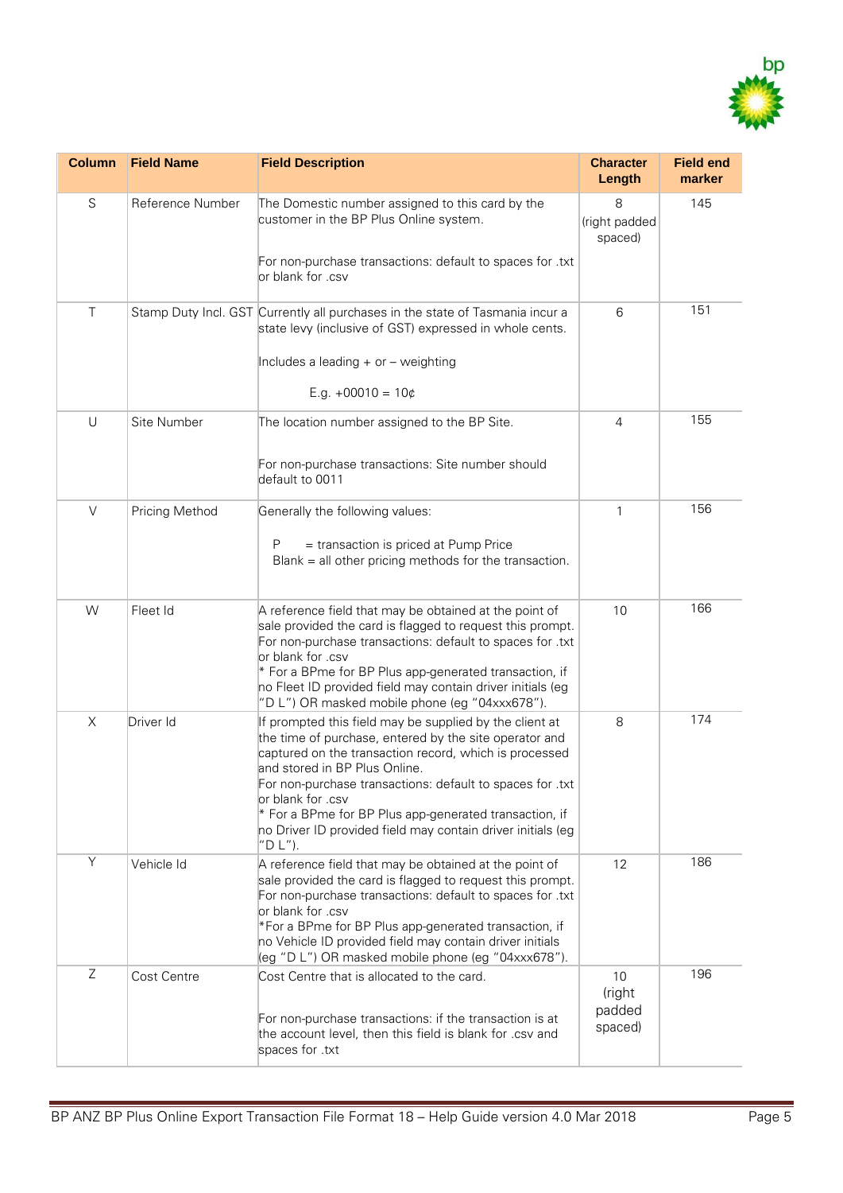| Column | Field Name | Field Description | Character Length | Field end marker |
|---|---|---|---|---|
| S | Reference Number | The Domestic number assigned to this card by the customer in the BP Plus Online system.<br><br>For non-purchase transactions: default to spaces for .txt or blank for .csv | 8 (right padded spaced) | 145 |
| T | Stamp Duty Incl. GST | Currently all purchases in the state of Tasmania incur a state levy (inclusive of GST) expressed in whole cents.<br><br>Includes a leading + or – weighting<br><br>E.g. +00010 = 10¢ | 6 | 151 |
| U | Site Number | The location number assigned to the BP Site.<br><br>For non-purchase transactions: Site number should default to 0011 | 4 | 155 |
| V | Pricing Method | Generally the following values:<br><br>P = transaction is priced at Pump Price<br>Blank = all other pricing methods for the transaction. | 1 | 156 |
| W | Fleet Id | A reference field that may be obtained at the point of sale provided the card is flagged to request this prompt. For non-purchase transactions: default to spaces for .txt or blank for .csv<br>* For a BPme for BP Plus app-generated transaction, if no Fleet ID provided field may contain driver initials (eg "D L") OR masked mobile phone (eg "04xxx678"). | 10 | 166 |
| X | Driver Id | If prompted this field may be supplied by the client at the time of purchase, entered by the site operator and captured on the transaction record, which is processed and stored in BP Plus Online.<br>For non-purchase transactions: default to spaces for .txt or blank for .csv<br>* For a BPme for BP Plus app-generated transaction, if no Driver ID provided field may contain driver initials (eg "D L"). | 8 | 174 |
| Y | Vehicle Id | A reference field that may be obtained at the point of sale provided the card is flagged to request this prompt. For non-purchase transactions: default to spaces for .txt or blank for .csv<br>*For a BPme for BP Plus app-generated transaction, if no Vehicle ID provided field may contain driver initials (eg "D L") OR masked mobile phone (eg "04xxx678"). | 12 | 186 |
| Z | Cost Centre | Cost Centre that is allocated to the card.<br><br>For non-purchase transactions: if the transaction is at the account level, then this field is blank for .csv and spaces for .txt | 10 (right padded spaced) | 196 |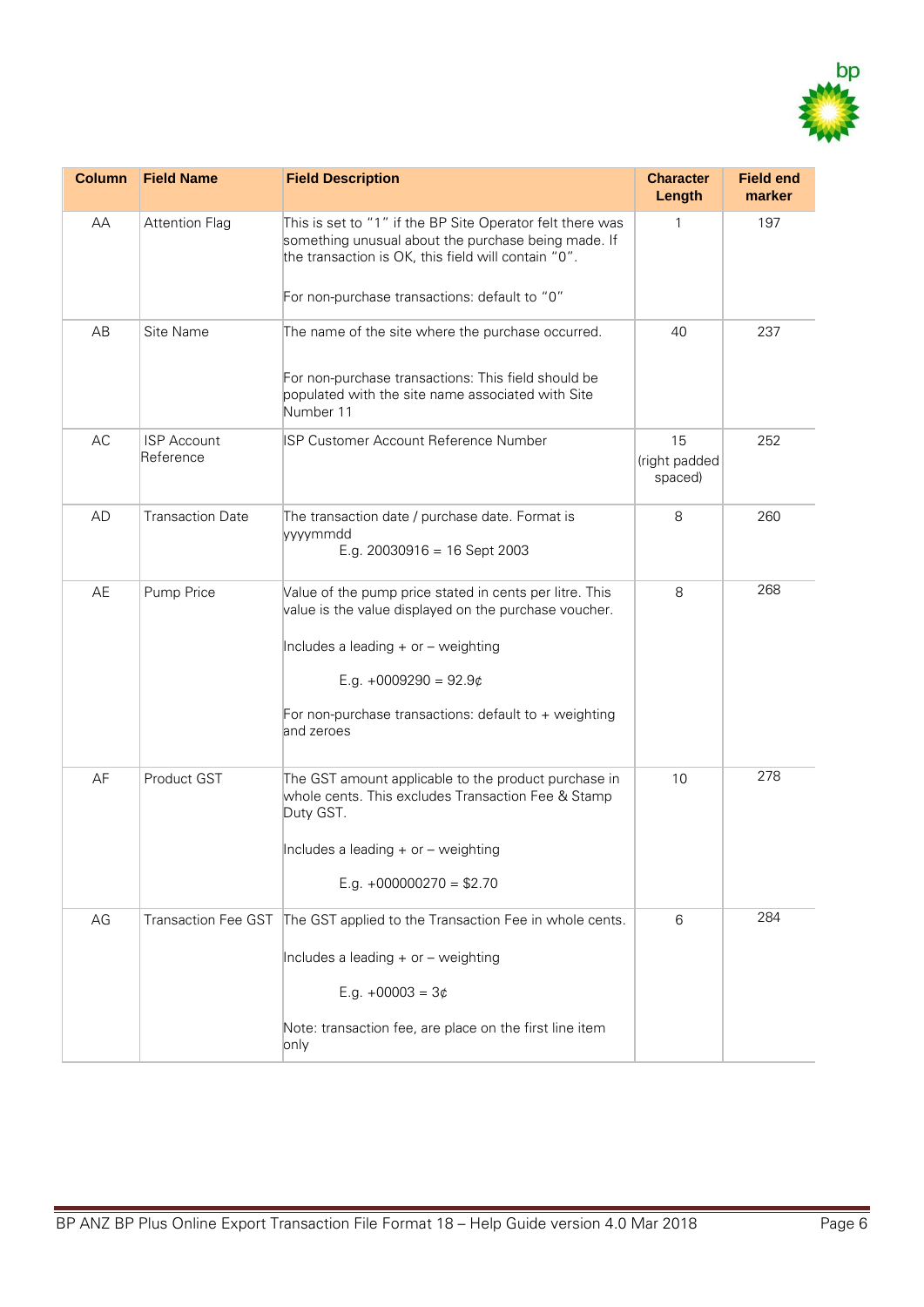| Column | Field Name | Field Description | Character Length | Field end marker |
|---|---|---|---|---|
| AA | Attention Flag | This is set to "1" if the BP Site Operator felt there was something unusual about the purchase being made. If the transaction is OK, this field will contain "0".<br><br>For non-purchase transactions: default to "0" | 1 | 197 |
| AB | Site Name | The name of the site where the purchase occurred.<br><br>For non-purchase transactions: This field should be populated with the site name associated with Site Number 11 | 40 | 237 |
| AC | ISP Account Reference | ISP Customer Account Reference Number | 15 (right padded spaced) | 252 |
| AD | Transaction Date | The transaction date / purchase date. Format is yyyymmdd<br>E.g. 20030916 = 16 Sept 2003 | 8 | 260 |
| AE | Pump Price | Value of the pump price stated in cents per litre. This value is the value displayed on the purchase voucher.<br><br>Includes a leading + or – weighting<br><br>E.g. +0009290 = 92.9¢<br><br>For non-purchase transactions: default to + weighting and zeroes | 8 | 268 |
| AF | Product GST | The GST amount applicable to the product purchase in whole cents. This excludes Transaction Fee & Stamp Duty GST.<br><br>Includes a leading + or – weighting<br><br>E.g. +000000270 = $2.70 | 10 | 278 |
| AG | Transaction Fee GST | The GST applied to the Transaction Fee in whole cents.<br><br>Includes a leading + or – weighting<br><br>E.g. +00003 = 3¢<br><br>Note: transaction fee, are place on the first line item only | 6 | 284 |